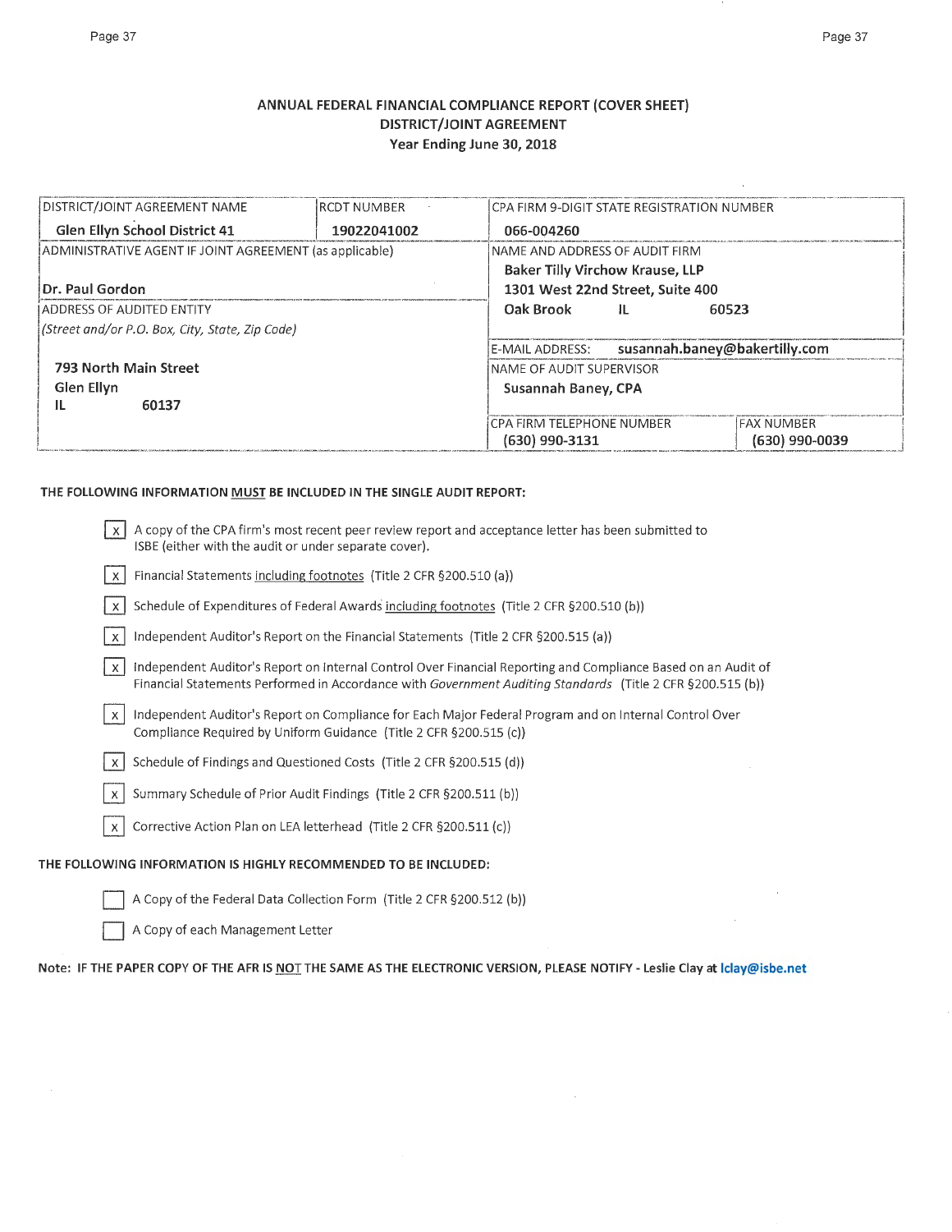# ANNUAL FEDERAL FINANCIAL COMPLIANCE REPORT (COVER SHEET)
## DISTRICT/JOINT AGREEMENT
### Year Ending June 30, 2018

| DISTRICT/JOINT AGREEMENT NAME | RCDT NUMBER | CPA FIRM 9-DIGIT STATE REGISTRATION NUMBER | |
|---|---|---|---|
| **Glen Ellyn School District 41** | **19022041002** | **066-004260** | |
| ADMINISTRATIVE AGENT IF JOINT AGREEMENT (as applicable) | | NAME AND ADDRESS OF AUDIT FIRM | |
| **Dr. Paul Gordon** | | **Baker Tilly Virchow Krause, LLP**<br>**1301 West 22nd Street, Suite 400**<br>**Oak Brook IL 60523** | |
| ADDRESS OF AUDITED ENTITY<br>*(Street and/or P.O. Box, City, State, Zip Code)* | | E-MAIL ADDRESS: **susannah.baney@bakertilly.com** | |
| **793 North Main Street**<br>**Glen Ellyn**<br>**IL 60137** | | NAME OF AUDIT SUPERVISOR<br>**Susannah Baney, CPA** | |
| | | CPA FIRM TELEPHONE NUMBER<br>**(630) 990-3131** | FAX NUMBER<br>**(630) 990-0039** |

**THE FOLLOWING INFORMATION MUST BE INCLUDED IN THE SINGLE AUDIT REPORT:**

- [x] A copy of the CPA firm's most recent peer review report and acceptance letter has been submitted to ISBE (either with the audit or under separate cover).
- [x] Financial Statements including footnotes (Title 2 CFR §200.510 (a))
- [x] Schedule of Expenditures of Federal Awards including footnotes (Title 2 CFR §200.510 (b))
- [x] Independent Auditor's Report on the Financial Statements (Title 2 CFR §200.515 (a))
- [x] Independent Auditor's Report on Internal Control Over Financial Reporting and Compliance Based on an Audit of Financial Statements Performed in Accordance with *Government Auditing Standards* (Title 2 CFR §200.515 (b))
- [x] Independent Auditor's Report on Compliance for Each Major Federal Program and on Internal Control Over Compliance Required by Uniform Guidance (Title 2 CFR §200.515 (c))
- [x] Schedule of Findings and Questioned Costs (Title 2 CFR §200.515 (d))
- [x] Summary Schedule of Prior Audit Findings (Title 2 CFR §200.511 (b))
- [x] Corrective Action Plan on LEA letterhead (Title 2 CFR §200.511 (c))

**THE FOLLOWING INFORMATION IS HIGHLY RECOMMENDED TO BE INCLUDED:**

- [ ] A Copy of the Federal Data Collection Form (Title 2 CFR §200.512 (b))
- [ ] A Copy of each Management Letter

**Note: IF THE PAPER COPY OF THE AFR IS NOT THE SAME AS THE ELECTRONIC VERSION, PLEASE NOTIFY - Leslie Clay at lclay@isbe.net**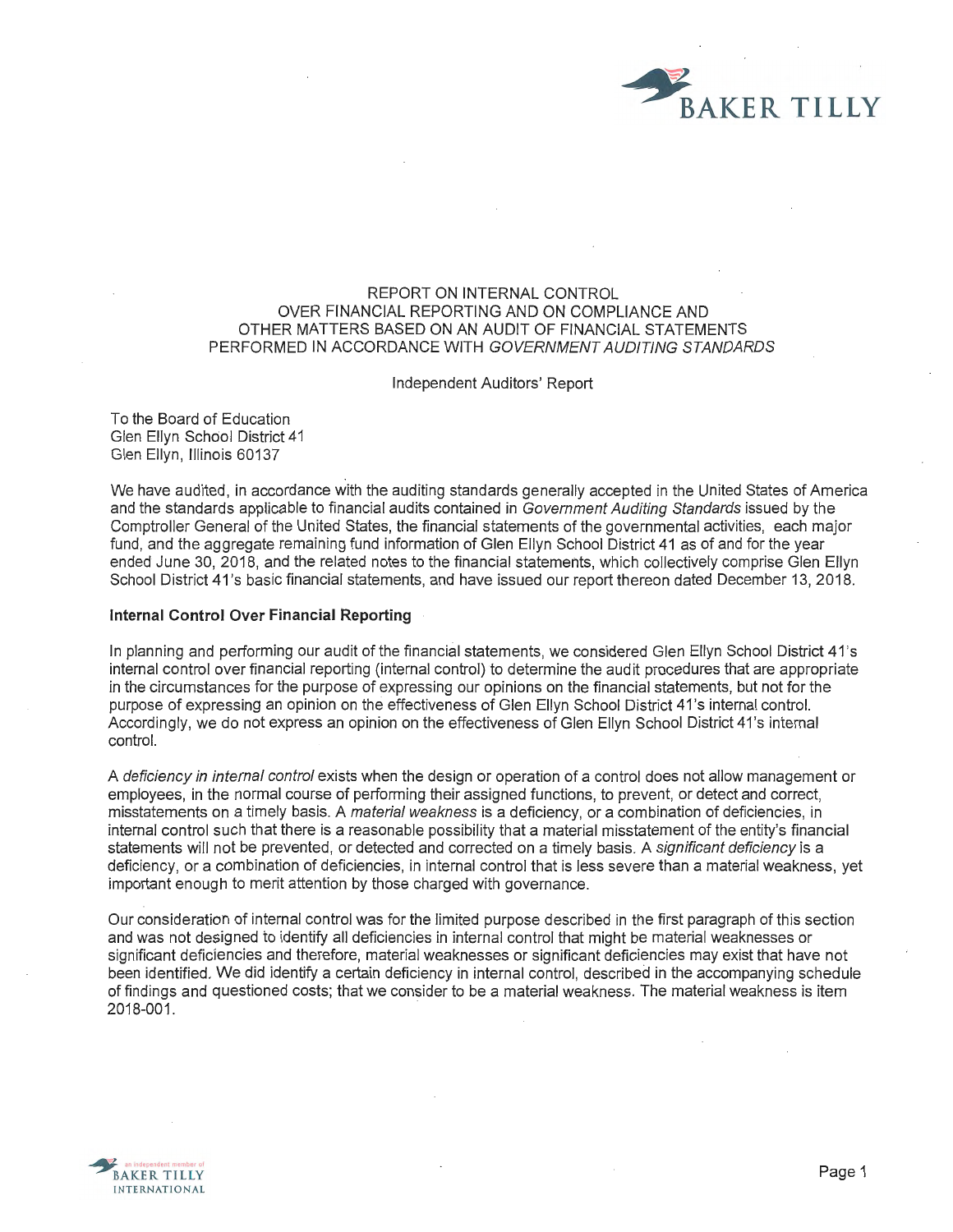# REPORT ON INTERNAL CONTROL OVER FINANCIAL REPORTING AND ON COMPLIANCE AND OTHER MATTERS BASED ON AN AUDIT OF FINANCIAL STATEMENTS PERFORMED IN ACCORDANCE WITH *GOVERNMENT AUDITING STANDARDS*

Independent Auditors' Report

To the Board of Education
Glen Ellyn School District 41
Glen Ellyn, Illinois 60137

We have audited, in accordance with the auditing standards generally accepted in the United States of America and the standards applicable to financial audits contained in *Government Auditing Standards* issued by the Comptroller General of the United States, the financial statements of the governmental activities, each major fund, and the aggregate remaining fund information of Glen Ellyn School District 41 as of and for the year ended June 30, 2018, and the related notes to the financial statements, which collectively comprise Glen Ellyn School District 41's basic financial statements, and have issued our report thereon dated December 13, 2018.

## Internal Control Over Financial Reporting

In planning and performing our audit of the financial statements, we considered Glen Ellyn School District 41's internal control over financial reporting (internal control) to determine the audit procedures that are appropriate in the circumstances for the purpose of expressing our opinions on the financial statements, but not for the purpose of expressing an opinion on the effectiveness of Glen Ellyn School District 41's internal control. Accordingly, we do not express an opinion on the effectiveness of Glen Ellyn School District 41's internal control.

A *deficiency in internal control* exists when the design or operation of a control does not allow management or employees, in the normal course of performing their assigned functions, to prevent, or detect and correct, misstatements on a timely basis. A *material weakness* is a deficiency, or a combination of deficiencies, in internal control such that there is a reasonable possibility that a material misstatement of the entity's financial statements will not be prevented, or detected and corrected on a timely basis. A *significant deficiency* is a deficiency, or a combination of deficiencies, in internal control that is less severe than a material weakness, yet important enough to merit attention by those charged with governance.

Our consideration of internal control was for the limited purpose described in the first paragraph of this section and was not designed to identify all deficiencies in internal control that might be material weaknesses or significant deficiencies and therefore, material weaknesses or significant deficiencies may exist that have not been identified. We did identify a certain deficiency in internal control, described in the accompanying schedule of findings and questioned costs; that we consider to be a material weakness. The material weakness is item 2018-001.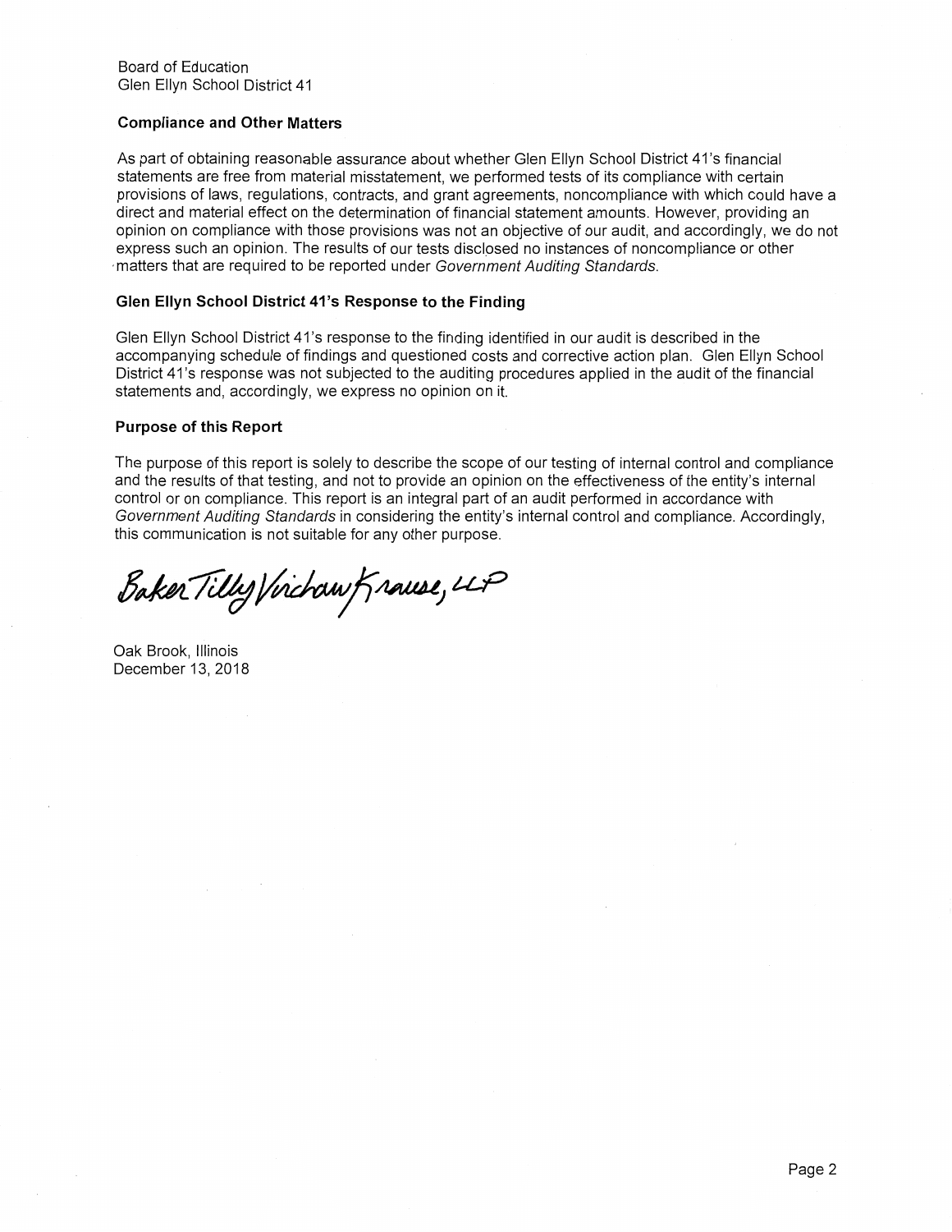Board of Education
Glen Ellyn School District 41

**Compliance and Other Matters**

As part of obtaining reasonable assurance about whether Glen Ellyn School District 41's financial statements are free from material misstatement, we performed tests of its compliance with certain provisions of laws, regulations, contracts, and grant agreements, noncompliance with which could have a direct and material effect on the determination of financial statement amounts. However, providing an opinion on compliance with those provisions was not an objective of our audit, and accordingly, we do not express such an opinion. The results of our tests disclosed no instances of noncompliance or other matters that are required to be reported under *Government Auditing Standards*.

**Glen Ellyn School District 41's Response to the Finding**

Glen Ellyn School District 41's response to the finding identified in our audit is described in the accompanying schedule of findings and questioned costs and corrective action plan. Glen Ellyn School District 41's response was not subjected to the auditing procedures applied in the audit of the financial statements and, accordingly, we express no opinion on it.

**Purpose of this Report**

The purpose of this report is solely to describe the scope of our testing of internal control and compliance and the results of that testing, and not to provide an opinion on the effectiveness of the entity's internal control or on compliance. This report is an integral part of an audit performed in accordance with *Government Auditing Standards* in considering the entity's internal control and compliance. Accordingly, this communication is not suitable for any other purpose.

Baker Tilly Virchow Krause, LLP

Oak Brook, Illinois
December 13, 2018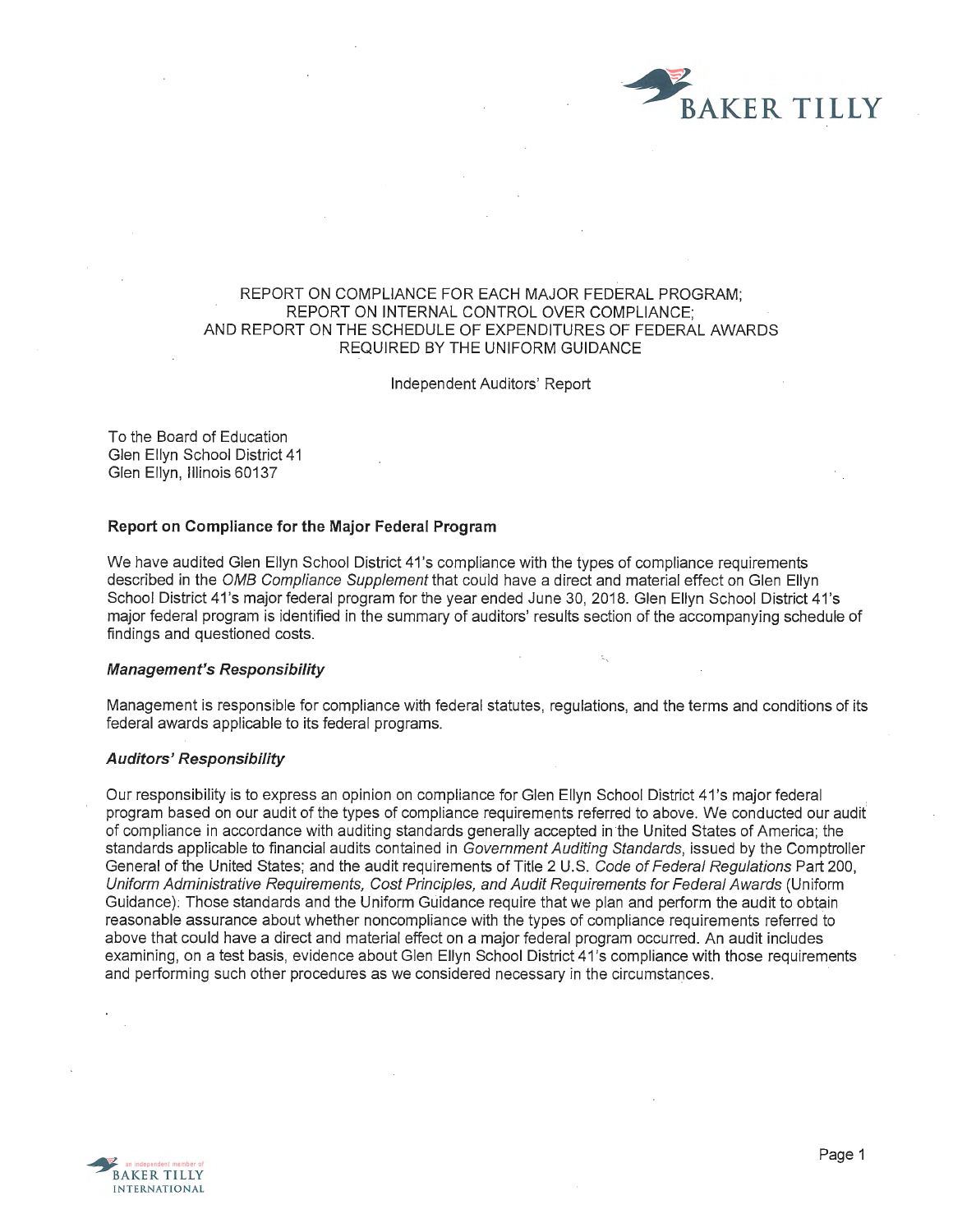# REPORT ON COMPLIANCE FOR EACH MAJOR FEDERAL PROGRAM; REPORT ON INTERNAL CONTROL OVER COMPLIANCE; AND REPORT ON THE SCHEDULE OF EXPENDITURES OF FEDERAL AWARDS REQUIRED BY THE UNIFORM GUIDANCE

Independent Auditors' Report

To the Board of Education
Glen Ellyn School District 41
Glen Ellyn, Illinois 60137

## Report on Compliance for the Major Federal Program

We have audited Glen Ellyn School District 41's compliance with the types of compliance requirements described in the *OMB Compliance Supplement* that could have a direct and material effect on Glen Ellyn School District 41's major federal program for the year ended June 30, 2018. Glen Ellyn School District 41's major federal program is identified in the summary of auditors' results section of the accompanying schedule of findings and questioned costs.

### *Management's Responsibility*

Management is responsible for compliance with federal statutes, regulations, and the terms and conditions of its federal awards applicable to its federal programs.

### *Auditors' Responsibility*

Our responsibility is to express an opinion on compliance for Glen Ellyn School District 41's major federal program based on our audit of the types of compliance requirements referred to above. We conducted our audit of compliance in accordance with auditing standards generally accepted in the United States of America; the standards applicable to financial audits contained in *Government Auditing Standards*, issued by the Comptroller General of the United States; and the audit requirements of Title 2 U.S. *Code of Federal Regulations* Part 200, *Uniform Administrative Requirements, Cost Principles, and Audit Requirements for Federal Awards* (Uniform Guidance). Those standards and the Uniform Guidance require that we plan and perform the audit to obtain reasonable assurance about whether noncompliance with the types of compliance requirements referred to above that could have a direct and material effect on a major federal program occurred. An audit includes examining, on a test basis, evidence about Glen Ellyn School District 41's compliance with those requirements and performing such other procedures as we considered necessary in the circumstances.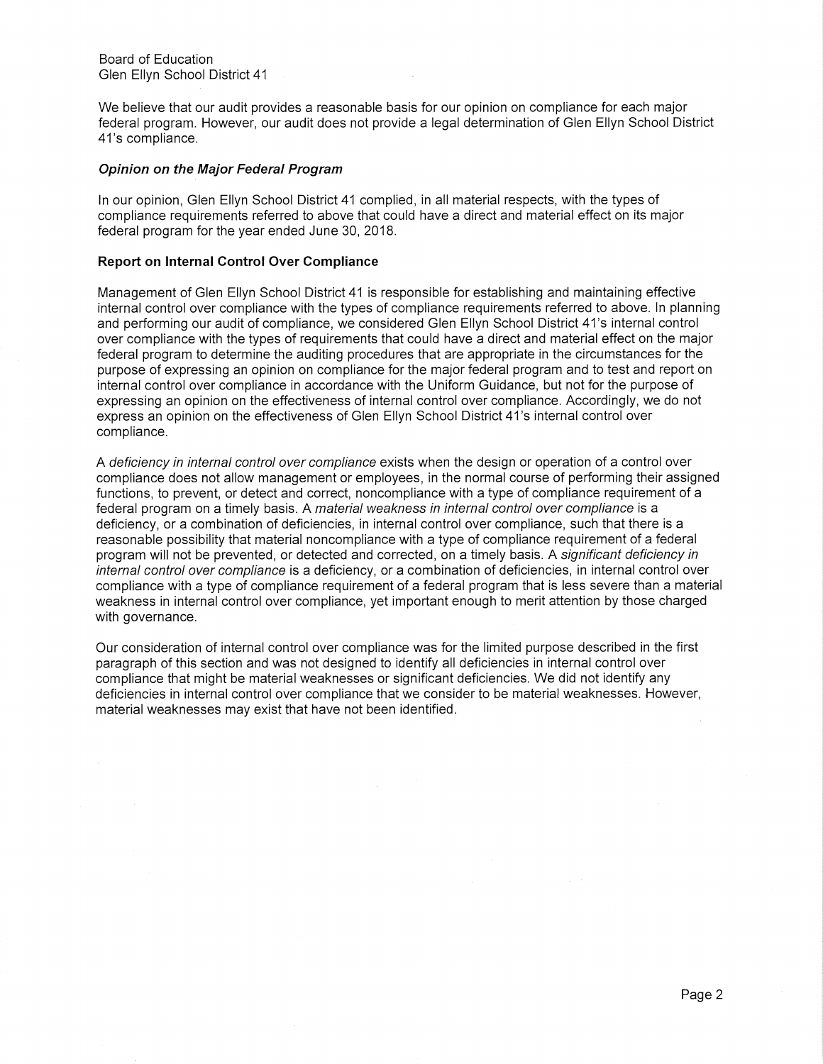Board of Education
Glen Ellyn School District 41

We believe that our audit provides a reasonable basis for our opinion on compliance for each major federal program. However, our audit does not provide a legal determination of Glen Ellyn School District 41's compliance.

### *Opinion on the Major Federal Program*

In our opinion, Glen Ellyn School District 41 complied, in all material respects, with the types of compliance requirements referred to above that could have a direct and material effect on its major federal program for the year ended June 30, 2018.

## Report on Internal Control Over Compliance

Management of Glen Ellyn School District 41 is responsible for establishing and maintaining effective internal control over compliance with the types of compliance requirements referred to above. In planning and performing our audit of compliance, we considered Glen Ellyn School District 41's internal control over compliance with the types of requirements that could have a direct and material effect on the major federal program to determine the auditing procedures that are appropriate in the circumstances for the purpose of expressing an opinion on compliance for the major federal program and to test and report on internal control over compliance in accordance with the Uniform Guidance, but not for the purpose of expressing an opinion on the effectiveness of internal control over compliance. Accordingly, we do not express an opinion on the effectiveness of Glen Ellyn School District 41's internal control over compliance.

A *deficiency in internal control over compliance* exists when the design or operation of a control over compliance does not allow management or employees, in the normal course of performing their assigned functions, to prevent, or detect and correct, noncompliance with a type of compliance requirement of a federal program on a timely basis. A *material weakness in internal control over compliance* is a deficiency, or a combination of deficiencies, in internal control over compliance, such that there is a reasonable possibility that material noncompliance with a type of compliance requirement of a federal program will not be prevented, or detected and corrected, on a timely basis. A *significant deficiency in internal control over compliance* is a deficiency, or a combination of deficiencies, in internal control over compliance with a type of compliance requirement of a federal program that is less severe than a material weakness in internal control over compliance, yet important enough to merit attention by those charged with governance.

Our consideration of internal control over compliance was for the limited purpose described in the first paragraph of this section and was not designed to identify all deficiencies in internal control over compliance that might be material weaknesses or significant deficiencies. We did not identify any deficiencies in internal control over compliance that we consider to be material weaknesses. However, material weaknesses may exist that have not been identified.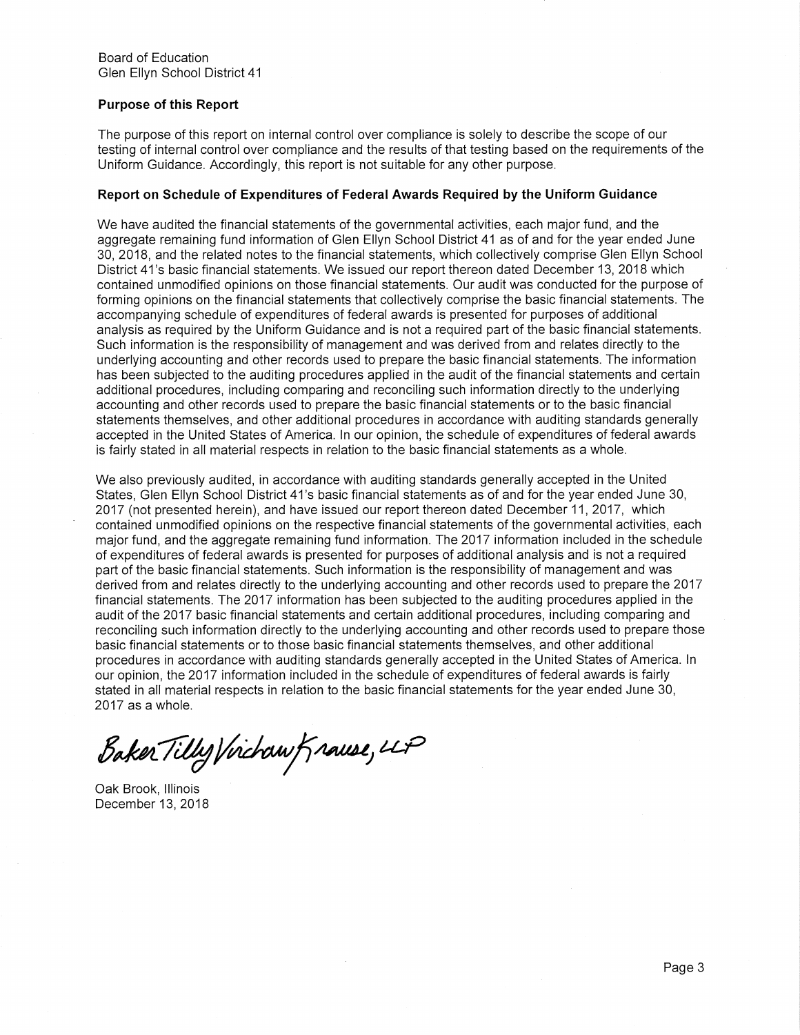Board of Education
Glen Ellyn School District 41

**Purpose of this Report**

The purpose of this report on internal control over compliance is solely to describe the scope of our testing of internal control over compliance and the results of that testing based on the requirements of the Uniform Guidance. Accordingly, this report is not suitable for any other purpose.

**Report on Schedule of Expenditures of Federal Awards Required by the Uniform Guidance**

We have audited the financial statements of the governmental activities, each major fund, and the aggregate remaining fund information of Glen Ellyn School District 41 as of and for the year ended June 30, 2018, and the related notes to the financial statements, which collectively comprise Glen Ellyn School District 41's basic financial statements. We issued our report thereon dated December 13, 2018 which contained unmodified opinions on those financial statements. Our audit was conducted for the purpose of forming opinions on the financial statements that collectively comprise the basic financial statements. The accompanying schedule of expenditures of federal awards is presented for purposes of additional analysis as required by the Uniform Guidance and is not a required part of the basic financial statements. Such information is the responsibility of management and was derived from and relates directly to the underlying accounting and other records used to prepare the basic financial statements. The information has been subjected to the auditing procedures applied in the audit of the financial statements and certain additional procedures, including comparing and reconciling such information directly to the underlying accounting and other records used to prepare the basic financial statements or to the basic financial statements themselves, and other additional procedures in accordance with auditing standards generally accepted in the United States of America. In our opinion, the schedule of expenditures of federal awards is fairly stated in all material respects in relation to the basic financial statements as a whole.

We also previously audited, in accordance with auditing standards generally accepted in the United States, Glen Ellyn School District 41's basic financial statements as of and for the year ended June 30, 2017 (not presented herein), and have issued our report thereon dated December 11, 2017, which contained unmodified opinions on the respective financial statements of the governmental activities, each major fund, and the aggregate remaining fund information. The 2017 information included in the schedule of expenditures of federal awards is presented for purposes of additional analysis and is not a required part of the basic financial statements. Such information is the responsibility of management and was derived from and relates directly to the underlying accounting and other records used to prepare the 2017 financial statements. The 2017 information has been subjected to the auditing procedures applied in the audit of the 2017 basic financial statements and certain additional procedures, including comparing and reconciling such information directly to the underlying accounting and other records used to prepare those basic financial statements or to those basic financial statements themselves, and other additional procedures in accordance with auditing standards generally accepted in the United States of America. In our opinion, the 2017 information included in the schedule of expenditures of federal awards is fairly stated in all material respects in relation to the basic financial statements for the year ended June 30, 2017 as a whole.

Baker Tilly Virchow Krause, LLP

Oak Brook, Illinois
December 13, 2018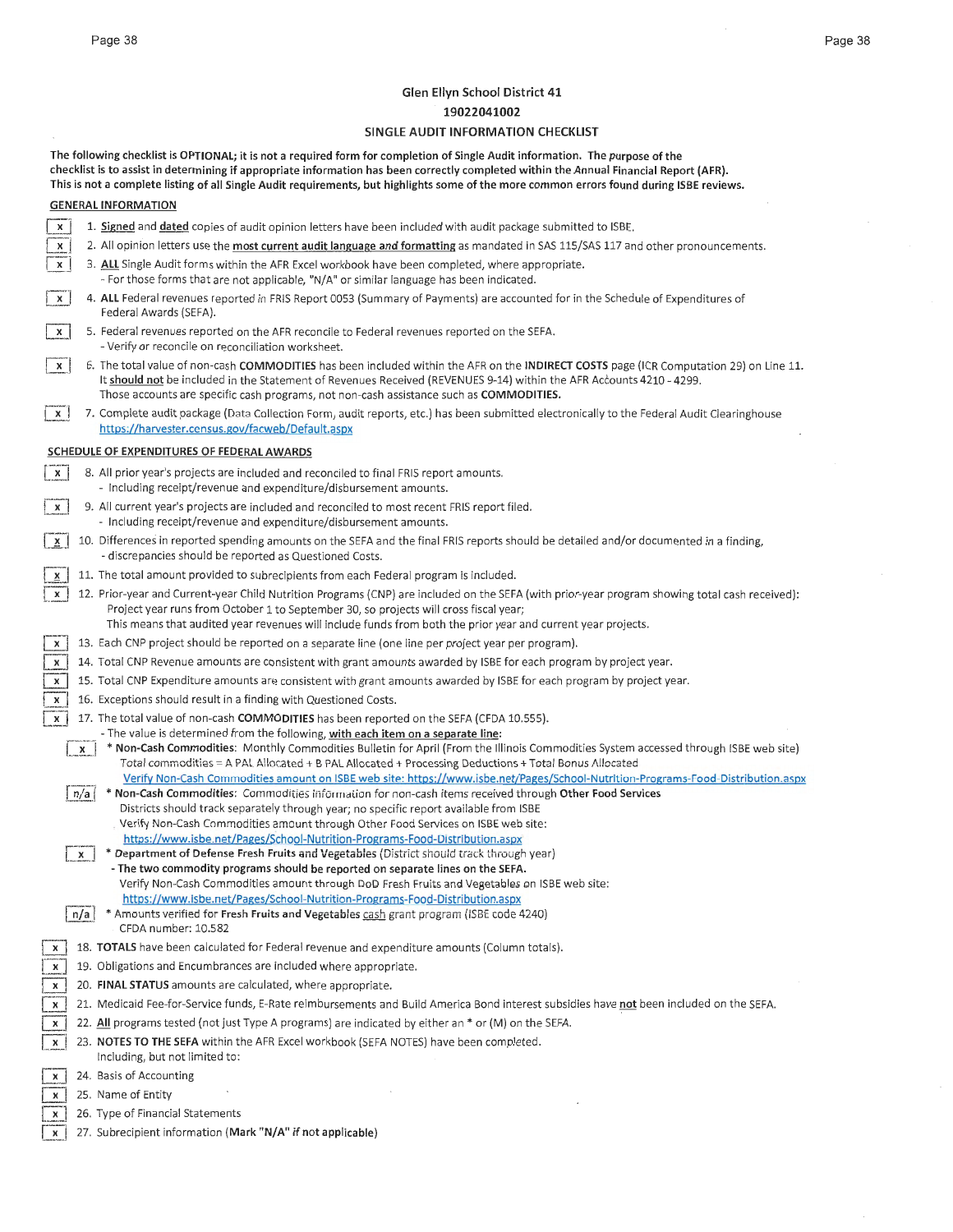# Glen Ellyn School District 41
## 19022041002
## SINGLE AUDIT INFORMATION CHECKLIST

**The following checklist is OPTIONAL; it is not a required form for completion of Single Audit information. The purpose of the checklist is to assist in determining if appropriate information has been correctly completed within the Annual Financial Report (AFR). This is not a complete listing of all Single Audit requirements, but highlights some of the more common errors found during ISBE reviews.**

**GENERAL INFORMATION**

[x] 1. **Signed** and **dated** copies of audit opinion letters have been included with audit package submitted to ISBE.

[x] 2. All opinion letters use the **most current audit language and formatting** as mandated in SAS 115/SAS 117 and other pronouncements.

[x] 3. **ALL** Single Audit forms within the AFR Excel workbook have been completed, where appropriate.
- For those forms that are not applicable, "N/A" or similar language has been indicated.

[x] 4. **ALL** Federal revenues reported in FRIS Report 0053 (Summary of Payments) are accounted for in the Schedule of Expenditures of Federal Awards (SEFA).

[x] 5. Federal revenues reported on the AFR reconcile to Federal revenues reported on the SEFA.
- Verify or reconcile on reconciliation worksheet.

[x] 6. The total value of non-cash **COMMODITIES** has been included within the AFR on the **INDIRECT COSTS** page (ICR Computation 29) on Line 11. It **should not** be included in the Statement of Revenues Received (REVENUES 9-14) within the AFR Accounts 4210 - 4299. Those accounts are specific cash programs, not non-cash assistance such as **COMMODITIES.**

[x] 7. Complete audit package (Data Collection Form, audit reports, etc.) has been submitted electronically to the Federal Audit Clearinghouse https://harvester.census.gov/facweb/Default.aspx

**SCHEDULE OF EXPENDITURES OF FEDERAL AWARDS**

[x] 8. All prior year's projects are included and reconciled to final FRIS report amounts.
- Including receipt/revenue and expenditure/disbursement amounts.

[x] 9. All current year's projects are included and reconciled to most recent FRIS report filed.
- Including receipt/revenue and expenditure/disbursement amounts.

[x] 10. Differences in reported spending amounts on the SEFA and the final FRIS reports should be detailed and/or documented in a finding,
- discrepancies should be reported as Questioned Costs.

[x] 11. The total amount provided to subrecipients from each Federal program is included.

[x] 12. Prior-year and Current-year Child Nutrition Programs (CNP) are included on the SEFA (with prior-year program showing total cash received): Project year runs from October 1 to September 30, so projects will cross fiscal year; This means that audited year revenues will include funds from both the prior year and current year projects.

[x] 13. Each CNP project should be reported on a separate line (one line per project year per program).

[x] 14. Total CNP Revenue amounts are consistent with grant amounts awarded by ISBE for each program by project year.

[x] 15. Total CNP Expenditure amounts are consistent with grant amounts awarded by ISBE for each program by project year.

[x] 16. Exceptions should result in a finding with Questioned Costs.

[x] 17. The total value of non-cash **COMMODITIES** has been reported on the SEFA (CFDA 10.555).
- The value is determined from the following, **with each item on a separate line**:

  [x] * **Non-Cash Commodities:** Monthly Commodities Bulletin for April (From the Illinois Commodities System accessed through ISBE web site) Total commodities = A PAL Allocated + B PAL Allocated + Processing Deductions + Total Bonus Allocated
  Verify Non-Cash Commodities amount on ISBE web site: https://www.isbe.net/Pages/School-Nutrition-Programs-Food-Distribution.aspx

  [n/a] * **Non-Cash Commodities:** Commodities information for non-cash items received through **Other Food Services**
  Districts should track separately through year; no specific report available from ISBE
  Verify Non-Cash Commodities amount through Other Food Services on ISBE web site:
  https://www.isbe.net/Pages/School-Nutrition-Programs-Food-Distribution.aspx

  [x] * **Department of Defense Fresh Fruits and Vegetables** (District should track through year)
  **- The two commodity programs should be reported on separate lines on the SEFA.**
  Verify Non-Cash Commodities amount through DoD Fresh Fruits and Vegetables on ISBE web site:
  https://www.isbe.net/Pages/School-Nutrition-Programs-Food-Distribution.aspx

  [n/a] * Amounts verified for **Fresh Fruits and Vegetables** cash grant program (ISBE code 4240)
  CFDA number: 10.582

[x] 18. **TOTALS** have been calculated for Federal revenue and expenditure amounts (Column totals).

[x] 19. Obligations and Encumbrances are included where appropriate.

[x] 20. **FINAL STATUS** amounts are calculated, where appropriate.

[x] 21. Medicaid Fee-for-Service funds, E-Rate reimbursements and Build America Bond interest subsidies have **not** been included on the SEFA.

[x] 22. **All** programs tested (not just Type A programs) are indicated by either an * or (M) on the SEFA.

[x] 23. **NOTES TO THE SEFA** within the AFR Excel workbook (SEFA NOTES) have been completed.
Including, but not limited to:

[x] 24. Basis of Accounting

[x] 25. Name of Entity

[x] 26. Type of Financial Statements

[x] 27. Subrecipient information (**Mark "N/A" if not applicable**)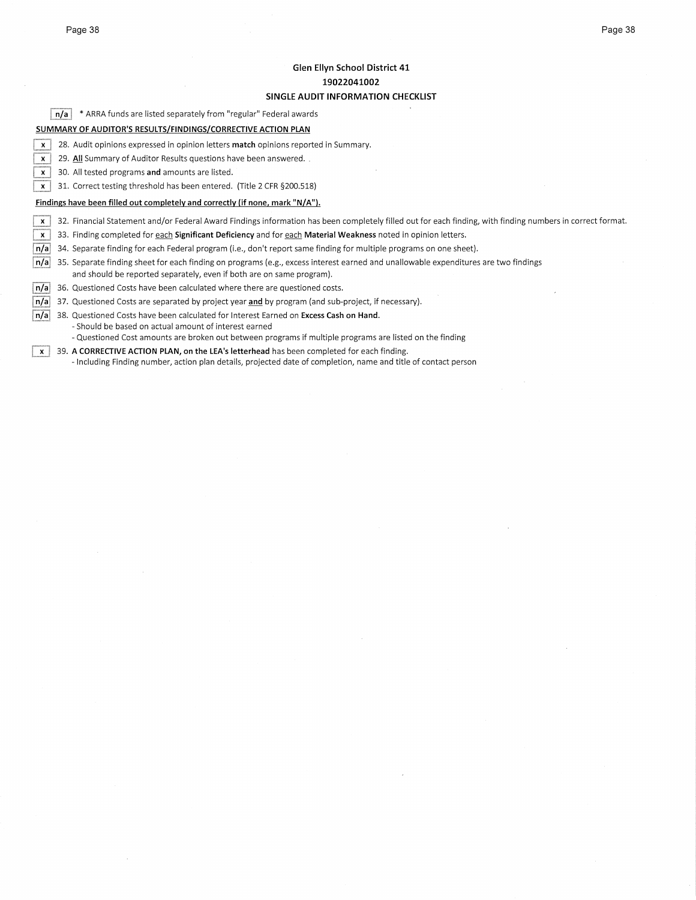**Glen Ellyn School District 41**

**19022041002**

**SINGLE AUDIT INFORMATION CHECKLIST**

[n/a] * ARRA funds are listed separately from "regular" Federal awards

**SUMMARY OF AUDITOR'S RESULTS/FINDINGS/CORRECTIVE ACTION PLAN**

[x] 28. Audit opinions expressed in opinion letters **match** opinions reported in Summary.

[x] 29. **All** Summary of Auditor Results questions have been answered.

[x] 30. All tested programs **and** amounts are listed.

[x] 31. Correct testing threshold has been entered. (Title 2 CFR §200.518)

**Findings have been filled out completely and correctly (if none, mark "N/A").**

[x] 32. Financial Statement and/or Federal Award Findings information has been completely filled out for each finding, with finding numbers in correct format.

[x] 33. Finding completed for each **Significant Deficiency** and for each **Material Weakness** noted in opinion letters.

[n/a] 34. Separate finding for each Federal program (i.e., don't report same finding for multiple programs on one sheet).

[n/a] 35. Separate finding sheet for each finding on programs (e.g., excess interest earned and unallowable expenditures are two findings and should be reported separately, even if both are on same program).

[n/a] 36. Questioned Costs have been calculated where there are questioned costs.

[n/a] 37. Questioned Costs are separated by project year **and** by program (and sub-project, if necessary).

[n/a] 38. Questioned Costs have been calculated for Interest Earned on **Excess Cash on Hand**.
- Should be based on actual amount of interest earned
- Questioned Cost amounts are broken out between programs if multiple programs are listed on the finding

[x] 39. **A CORRECTIVE ACTION PLAN, on the LEA's letterhead** has been completed for each finding.
- Including Finding number, action plan details, projected date of completion, name and title of contact person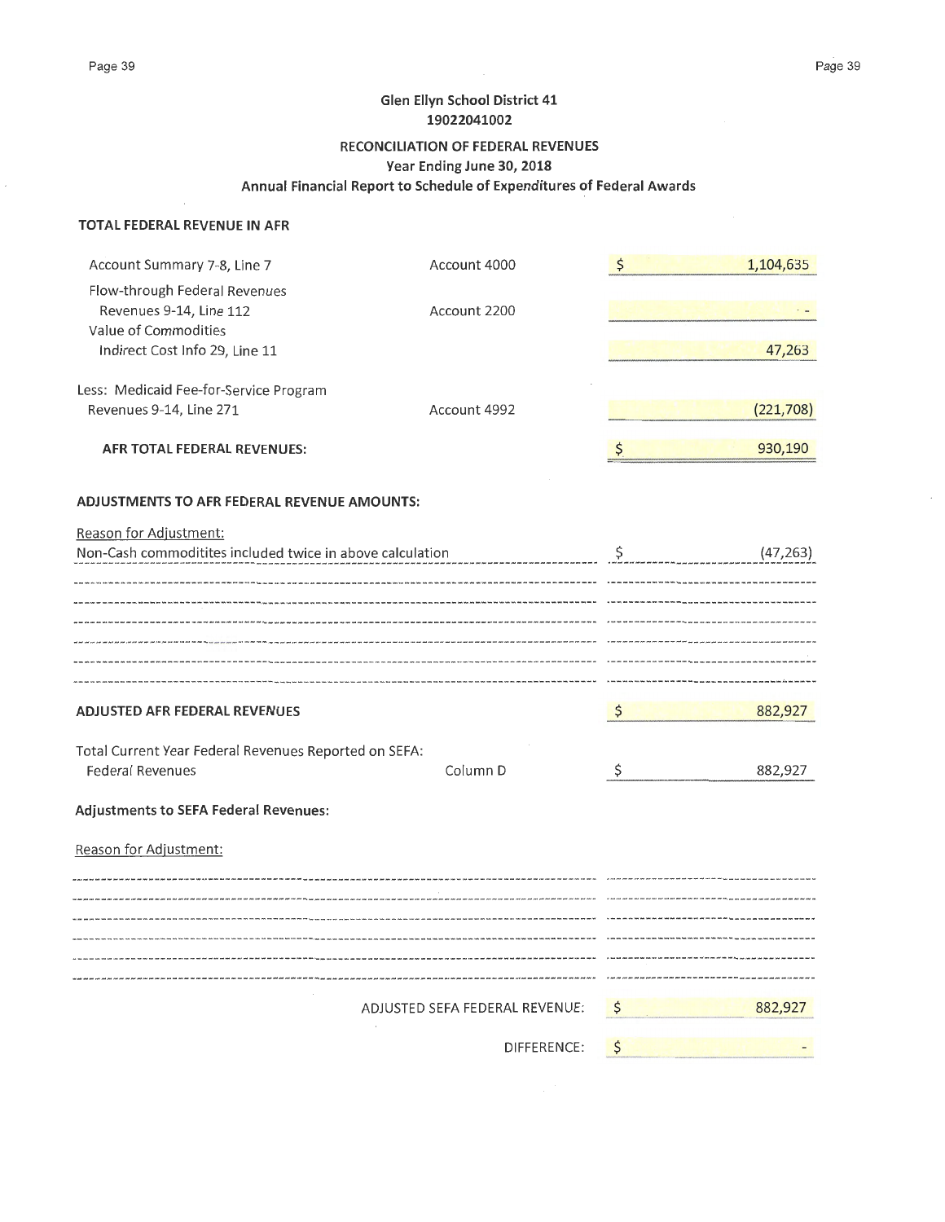**Glen Ellyn School District 41**
**19022041002**

**RECONCILIATION OF FEDERAL REVENUES**
**Year Ending June 30, 2018**
**Annual Financial Report to Schedule of Expenditures of Federal Awards**

**TOTAL FEDERAL REVENUE IN AFR**

| | | |
|---|---|---|
| Account Summary 7-8, Line 7 | Account 4000 | $ 1,104,635 |
| Flow-through Federal Revenues<br>Revenues 9-14, Line 112 | Account 2200 | - |
| Value of Commodities<br>Indirect Cost Info 29, Line 11 | | 47,263 |
| Less: Medicaid Fee-for-Service Program<br>Revenues 9-14, Line 271 | Account 4992 | (221,708) |
| **AFR TOTAL FEDERAL REVENUES:** | | $ 930,190 |

**ADJUSTMENTS TO AFR FEDERAL REVENUE AMOUNTS:**

| Reason for Adjustment: | |
|---|---|
| Non-Cash commoditites included twice in above calculation | $ (47,263) |

| | | |
|---|---|---|
| **ADJUSTED AFR FEDERAL REVENUES** | | $ 882,927 |
| Total Current Year Federal Revenues Reported on SEFA:<br>Federal Revenues | Column D | $ 882,927 |

**Adjustments to SEFA Federal Revenues:**

Reason for Adjustment:

| | |
|---|---|
| ADJUSTED SEFA FEDERAL REVENUE: | $ 882,927 |
| DIFFERENCE: | $ - |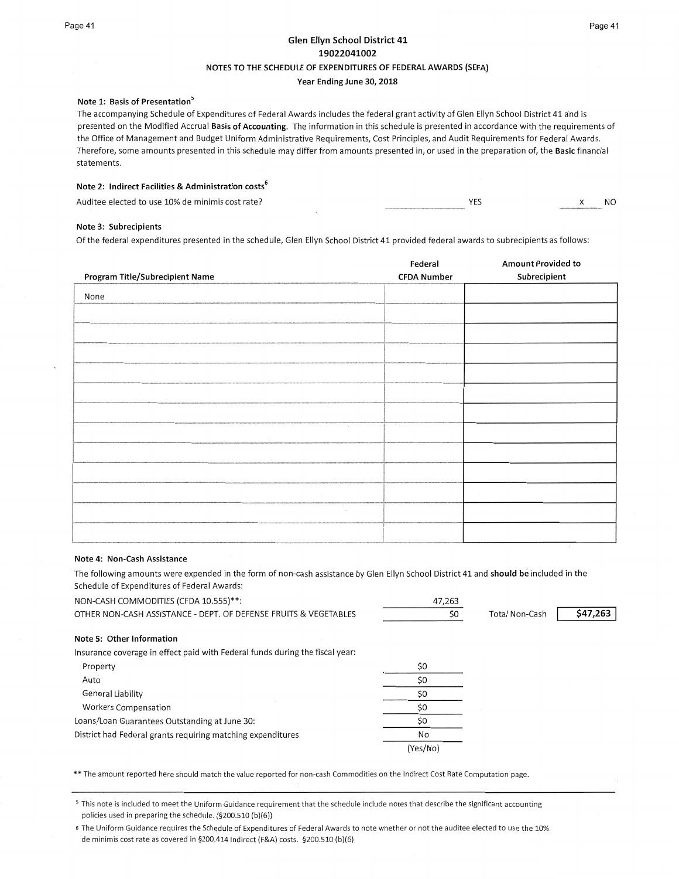# Glen Ellyn School District 41
## 19022041002
### NOTES TO THE SCHEDULE OF EXPENDITURES OF FEDERAL AWARDS (SEFA)
### Year Ending June 30, 2018

**Note 1: Basis of Presentation**[5]

The accompanying Schedule of Expenditures of Federal Awards includes the federal grant activity of Glen Ellyn School District 41 and is presented on the Modified Accrual **Basis of Accounting**. The information in this schedule is presented in accordance with the requirements of the Office of Management and Budget Uniform Administrative Requirements, Cost Principles, and Audit Requirements for Federal Awards. Therefore, some amounts presented in this schedule may differ from amounts presented in, or used in the preparation of, the **Basic** financial statements.

**Note 2: Indirect Facilities & Administration costs**[6]

Auditee elected to use 10% de minimis cost rate? ______ YES __x__ NO

**Note 3: Subrecipients**

Of the federal expenditures presented in the schedule, Glen Ellyn School District 41 provided federal awards to subrecipients as follows:

| Program Title/Subrecipient Name | Federal CFDA Number | Amount Provided to Subrecipient |
|---|---|---|
| None | | |
| | | |
| | | |
| | | |
| | | |
| | | |
| | | |
| | | |
| | | |
| | | |
| | | |
| | | |
| | | |

**Note 4: Non-Cash Assistance**

The following amounts were expended in the form of non-cash assistance by Glen Ellyn School District 41 and **should be** included in the Schedule of Expenditures of Federal Awards:

| | | | |
|---|---|---|---|
| NON-CASH COMMODITIES (CFDA 10.555)**: | 47,263 | | |
| OTHER NON-CASH ASSISTANCE - DEPT. OF DEFENSE FRUITS & VEGETABLES | $0 | Total Non-Cash | $47,263 |

**Note 5: Other Information**

| | |
|---|---|
| Insurance coverage in effect paid with Federal funds during the fiscal year: | |
| Property | $0 |
| Auto | $0 |
| General Liability | $0 |
| Workers Compensation | $0 |
| Loans/Loan Guarantees Outstanding at June 30: | $0 |
| District had Federal grants requiring matching expenditures | No |
| | (Yes/No) |

** The amount reported here should match the value reported for non-cash Commodities on the Indirect Cost Rate Computation page.

---

[5] This note is included to meet the Uniform Guidance requirement that the schedule include notes that describe the significant accounting policies used in preparing the schedule. (§200.510 (b)(6))

[6] The Uniform Guidance requires the Schedule of Expenditures of Federal Awards to note whether or not the auditee elected to use the 10% de minimis cost rate as covered in §200.414 Indirect (F&A) costs. §200.510 (b)(6)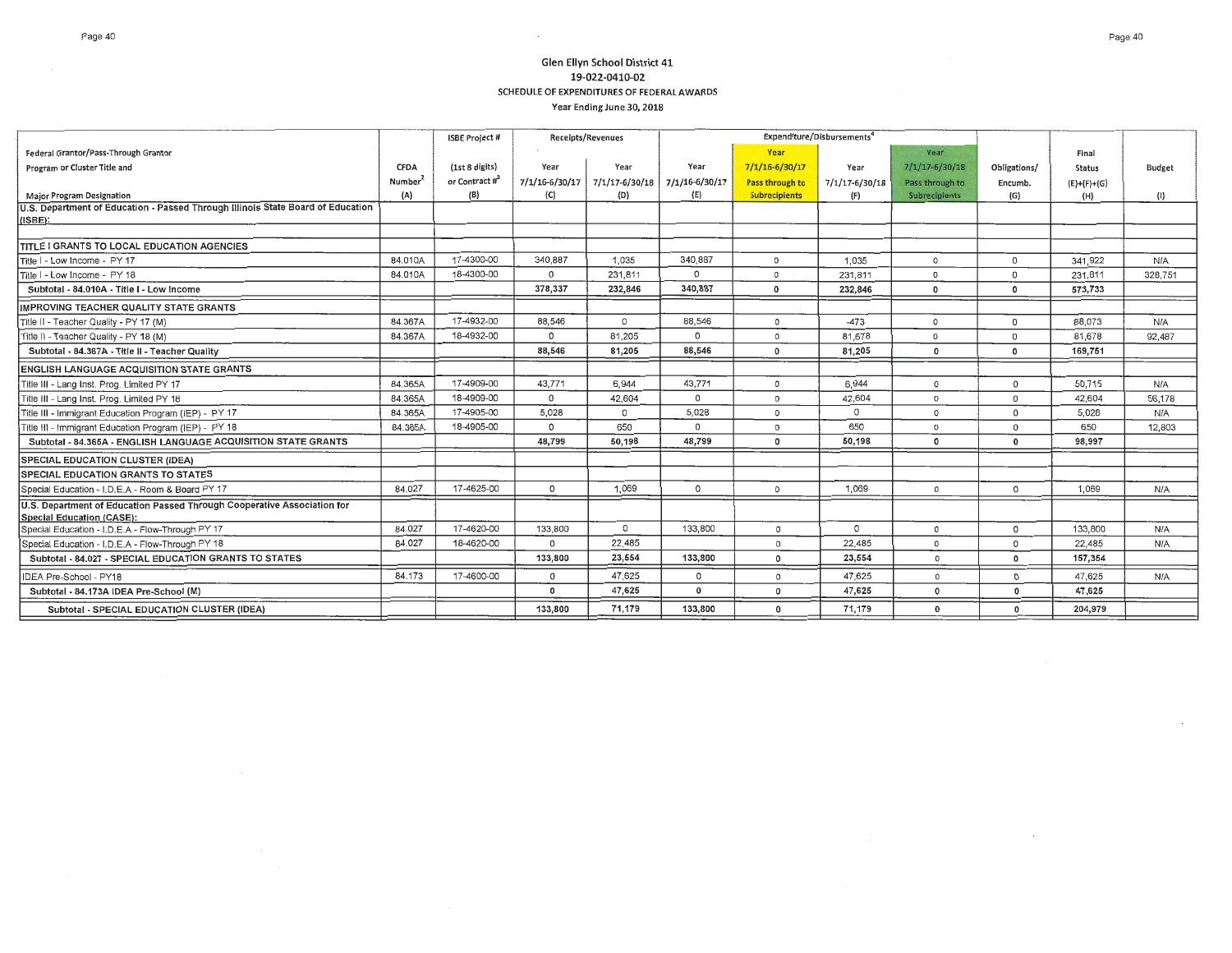**Glen Ellyn School District 41**
**19-022-0410-02**
**SCHEDULE OF EXPENDITURES OF FEDERAL AWARDS**
**Year Ending June 30, 2018**

| Federal Grantor/Pass-Through Grantor Program or Cluster Title and Major Program Designation | CFDA Number[2] (A) | ISBE Project # (1st 8 digits) or Contract #[3] (B) | Receipts/Revenues Year 7/1/16-6/30/17 (C) | Receipts/Revenues Year 7/1/17-6/30/18 (D) | Expenditure/Disbursements[4] Year 7/1/16-6/30/17 (E) | Year 7/1/16-6/30/17 Pass through to Subrecipients | Year 7/1/17-6/30/18 (F) | Year 7/1/17-6/30/18 Pass through to Subrecipients | Obligations/ Encumb. (G) | Final Status (E)+(F)+(G) (H) | Budget (I) |
|---|---|---|---|---|---|---|---|---|---|---|---|
| U.S. Department of Education - Passed Through Illinois State Board of Education (ISBE): | | | | | | | | | | | |
| | | | | | | | | | | | |
| TITLE I GRANTS TO LOCAL EDUCATION AGENCIES | | | | | | | | | | | |
| Title I - Low Income - PY 17 | 84.010A | 17-4300-00 | 340,887 | 1,035 | 340,887 | 0 | 1,035 | 0 | 0 | 341,922 | N/A |
| Title I - Low Income - PY 18 | 84.010A | 18-4300-00 | 0 | 231,811 | 0 | 0 | 231,811 | 0 | 0 | 231,811 | 328,751 |
| **Subtotal - 84.010A - Title I - Low Income** | | | **378,337** | **232,846** | **340,887** | **0** | **232,846** | **0** | **0** | **573,733** | |
| IMPROVING TEACHER QUALITY STATE GRANTS | | | | | | | | | | | |
| Title II - Teacher Quality - PY 17 (M) | 84.367A | 17-4932-00 | 88,546 | 0 | 88,546 | 0 | -473 | 0 | 0 | 88,073 | N/A |
| Title II - Teacher Quality - PY 18 (M) | 84.367A | 18-4932-00 | 0 | 81,205 | 0 | 0 | 81,678 | 0 | 0 | 81,678 | 92,487 |
| **Subtotal - 84.367A - Title II - Teacher Quality** | | | **88,546** | **81,205** | **88,546** | **0** | **81,205** | **0** | **0** | **169,751** | |
| ENGLISH LANGUAGE ACQUISITION STATE GRANTS | | | | | | | | | | | |
| Title III - Lang Inst. Prog. Limited PY 17 | 84.365A | 17-4909-00 | 43,771 | 6,944 | 43,771 | 0 | 6,944 | 0 | 0 | 50,715 | N/A |
| Title III - Lang Inst. Prog. Limited PY 18 | 84.365A | 18-4909-00 | 0 | 42,604 | 0 | 0 | 42,604 | 0 | 0 | 42,604 | 56,178 |
| Title III - Immigrant Education Program (IEP) - PY 17 | 84.365A | 17-4905-00 | 5,028 | 0 | 5,028 | 0 | 0 | 0 | 0 | 5,028 | N/A |
| Title III - Immigrant Education Program (IEP) - PY 18 | 84.365A | 18-4905-00 | 0 | 650 | 0 | 0 | 650 | 0 | 0 | 650 | 12,803 |
| **Subtotal - 84.365A - ENGLISH LANGUAGE ACQUISITION STATE GRANTS** | | | **48,799** | **50,198** | **48,799** | **0** | **50,198** | **0** | **0** | **98,997** | |
| SPECIAL EDUCATION CLUSTER (IDEA) | | | | | | | | | | | |
| SPECIAL EDUCATION GRANTS TO STATES | | | | | | | | | | | |
| Special Education - I.D.E.A - Room & Board PY 17 | 84.027 | 17-4625-00 | 0 | 1,069 | 0 | 0 | 1,069 | 0 | 0 | 1,069 | N/A |
| U.S. Department of Education Passed Through Cooperative Association for Special Education (CASE): | | | | | | | | | | | |
| Special Education - I.D.E.A - Flow-Through PY 17 | 84.027 | 17-4620-00 | 133,800 | 0 | 133,800 | 0 | 0 | 0 | 0 | 133,800 | N/A |
| Special Education - I.D.E.A - Flow-Through PY 18 | 84.027 | 18-4620-00 | 0 | 22,485 | | 0 | 22,485 | 0 | 0 | 22,485 | N/A |
| **Subtotal - 84.027 - SPECIAL EDUCATION GRANTS TO STATES** | | | **133,800** | **23,554** | **133,800** | **0** | **23,554** | 0 | **0** | **157,354** | |
| IDEA Pre-School - PY18 | 84.173 | 17-4600-00 | 0 | 47,625 | 0 | 0 | 47,625 | 0 | 0 | 47,625 | N/A |
| **Subtotal - 84.173A IDEA Pre-School (M)** | | | **0** | **47,625** | **0** | **0** | **47,625** | **0** | **0** | **47,625** | |
| **Subtotal - SPECIAL EDUCATION CLUSTER (IDEA)** | | | **133,800** | **71,179** | **133,800** | **0** | **71,179** | **0** | **0** | **204,979** | |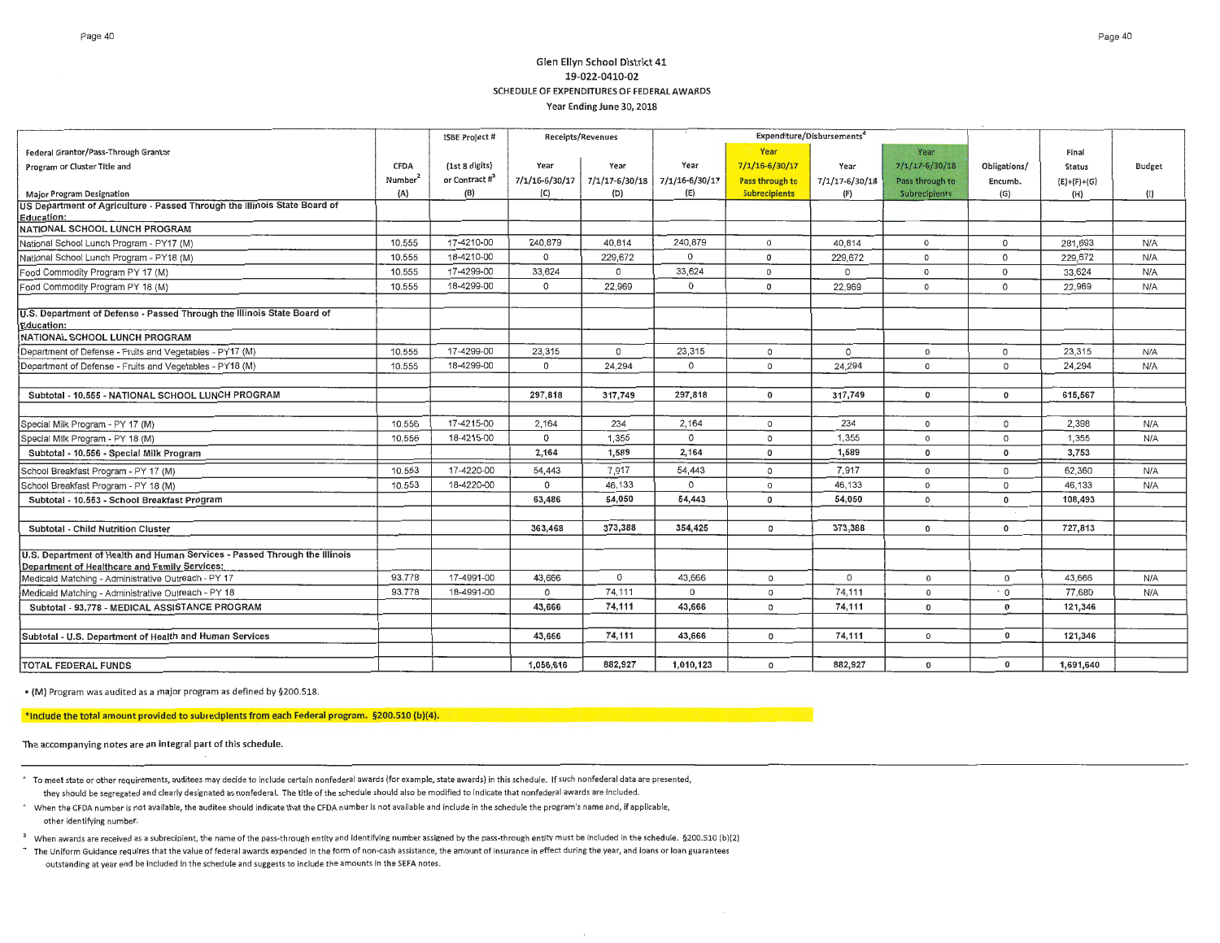Glen Ellyn School District 41
19-022-0410-02
SCHEDULE OF EXPENDITURES OF FEDERAL AWARDS
Year Ending June 30, 2018

| Federal Grantor/Pass-Through Grantor Program or Cluster Title and Major Program Designation | CFDA Number[2] (A) | ISBE Project # (1st 8 digits) or Contract #[3] (B) | Receipts/Revenues Year 7/1/16-6/30/17 (C) | Receipts/Revenues Year 7/1/17-6/30/18 (D) | Expenditure/Disbursements[4] Year 7/1/16-6/30/17 (E) | Year 7/1/16-6/30/17 Pass through to Subrecipients | Year 7/1/17-6/30/18 (F) | Year 7/1/17-6/30/18 Pass through to Subrecipients | Obligations/ Encumb. (G) | Final Status (E)+(F)+(G) (H) | Budget (I) |
|---|---|---|---|---|---|---|---|---|---|---|---|
| **US Department of Agriculture - Passed Through the Illinois State Board of Education:** | | | | | | | | | | | |
| **NATIONAL SCHOOL LUNCH PROGRAM** | | | | | | | | | | | |
| National School Lunch Program - PY17 (M) | 10.555 | 17-4210-00 | 240,879 | 40,814 | 240,879 | 0 | 40,814 | 0 | 0 | 281,693 | N/A |
| National School Lunch Program - PY18 (M) | 10.555 | 18-4210-00 | 0 | 229,672 | 0 | 0 | 229,672 | 0 | 0 | 229,672 | N/A |
| Food Commodity Program PY 17 (M) | 10.555 | 17-4299-00 | 33,624 | 0 | 33,624 | 0 | 0 | 0 | 0 | 33,624 | N/A |
| Food Commodity Program PY 18 (M) | 10.555 | 18-4299-00 | 0 | 22,969 | 0 | 0 | 22,969 | 0 | 0 | 22,969 | N/A |
| **U.S. Department of Defense - Passed Through the Illinois State Board of Education:** | | | | | | | | | | | |
| **NATIONAL SCHOOL LUNCH PROGRAM** | | | | | | | | | | | |
| Department of Defense - Fruits and Vegetables - PY17 (M) | 10.555 | 17-4299-00 | 23,315 | 0 | 23,315 | 0 | 0 | 0 | 0 | 23,315 | N/A |
| Department of Defense - Fruits and Vegetables - PY18 (M) | 10.555 | 18-4299-00 | 0 | 24,294 | 0 | 0 | 24,294 | 0 | 0 | 24,294 | N/A |
| **Subtotal - 10.555 - NATIONAL SCHOOL LUNCH PROGRAM** | | | **297,818** | **317,749** | **297,818** | **0** | **317,749** | **0** | **0** | **615,567** | |
| Special Milk Program - PY 17 (M) | 10.556 | 17-4215-00 | 2,164 | 234 | 2,164 | 0 | 234 | 0 | 0 | 2,398 | N/A |
| Special Milk Program - PY 18 (M) | 10.556 | 18-4215-00 | 0 | 1,355 | 0 | 0 | 1,355 | 0 | 0 | 1,355 | N/A |
| **Subtotal - 10.556 - Special Milk Program** | | | **2,164** | **1,589** | **2,164** | **0** | **1,589** | **0** | **0** | **3,753** | |
| School Breakfast Program - PY 17 (M) | 10.553 | 17-4220-00 | 54,443 | 7,917 | 54,443 | 0 | 7,917 | 0 | 0 | 62,360 | N/A |
| School Breakfast Program - PY 18 (M) | 10.553 | 18-4220-00 | 0 | 46,133 | 0 | 0 | 46,133 | 0 | 0 | 46,133 | N/A |
| **Subtotal - 10.553 - School Breakfast Program** | | | **63,486** | **54,050** | **54,443** | **0** | **54,050** | **0** | **0** | **108,493** | |
| **Subtotal - Child Nutrition Cluster** | | | **363,468** | **373,388** | **354,425** | **0** | **373,388** | **0** | **0** | **727,813** | |
| **U.S. Department of Health and Human Services - Passed Through the Illinois Department of Healthcare and Family Services:** | | | | | | | | | | | |
| Medicaid Matching - Administrative Outreach - PY 17 | 93.778 | 17-4991-00 | 43,666 | 0 | 43,666 | 0 | 0 | 0 | 0 | 43,666 | N/A |
| Medicaid Matching - Administrative Outreach - PY 18 | 93.778 | 18-4991-00 | 0 | 74,111 | 0 | 0 | 74,111 | 0 | 0 | 77,680 | N/A |
| **Subtotal - 93.778 - MEDICAL ASSISTANCE PROGRAM** | | | **43,666** | **74,111** | **43,666** | **0** | **74,111** | **0** | **0** | **121,346** | |
| **Subtotal - U.S. Department of Health and Human Services** | | | **43,666** | **74,111** | **43,666** | **0** | **74,111** | **0** | **0** | **121,346** | |
| **TOTAL FEDERAL FUNDS** | | | **1,056,616** | **882,927** | **1,010,123** | **0** | **882,927** | **0** | **0** | **1,691,640** | |

- (M) Program was audited as a major program as defined by §200.518.

**\*Include the total amount provided to subrecipients from each Federal program. §200.510 (b)(4).**

The accompanying notes are an integral part of this schedule.

[1] To meet state or other requirements, auditees may decide to include certain nonfederal awards (for example, state awards) in this schedule. If such nonfederal data are presented, they should be segregated and clearly designated as nonfederal. The title of the schedule should also be modified to indicate that nonfederal awards are included.

[2] When the CFDA number is not available, the auditee should indicate that the CFDA number is not available and include in the schedule the program's name and, if applicable, other identifying number.

[3] When awards are received as a subrecipient, the name of the pass-through entity and identifying number assigned by the pass-through entity must be included in the schedule. §200.510 (b)(2)

[4] The Uniform Guidance requires that the value of federal awards expended in the form of non-cash assistance, the amount of insurance in effect during the year, and loans or loan guarantees outstanding at year end be included in the schedule and suggests to include the amounts in the SEFA notes.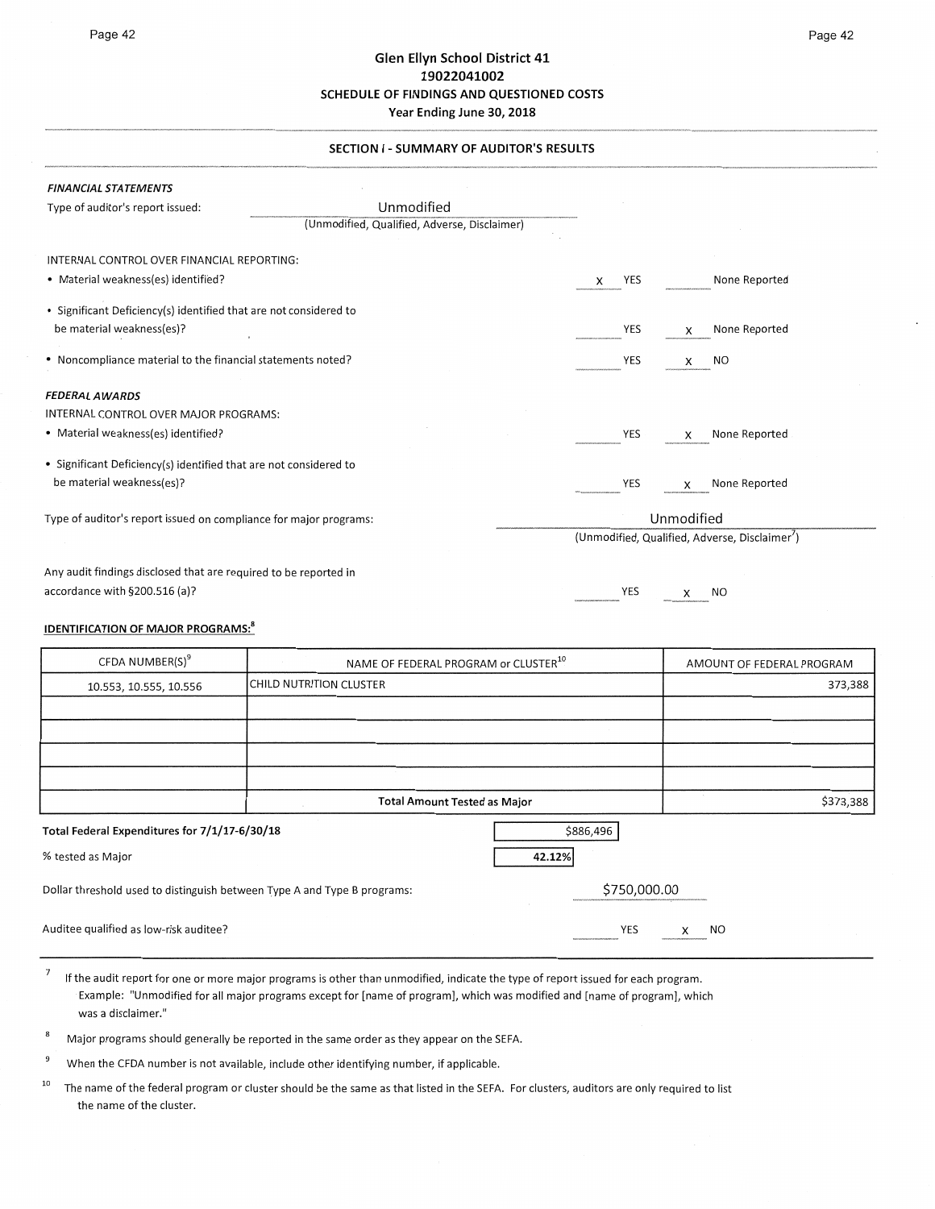# Glen Ellyn School District 41
## 19022041002
## SCHEDULE OF FINDINGS AND QUESTIONED COSTS
### Year Ending June 30, 2018

### SECTION I - SUMMARY OF AUDITOR'S RESULTS

***FINANCIAL STATEMENTS***

Type of auditor's report issued: Unmodified
(Unmodified, Qualified, Adverse, Disclaimer)

INTERNAL CONTROL OVER FINANCIAL REPORTING:

- Material weakness(es) identified? — x YES ___ None Reported
- Significant Deficiency(s) identified that are not considered to be material weakness(es)? — ___ YES x None Reported
- Noncompliance material to the financial statements noted? — ___ YES x NO

***FEDERAL AWARDS***

INTERNAL CONTROL OVER MAJOR PROGRAMS:

- Material weakness(es) identified? — ___ YES x None Reported
- Significant Deficiency(s) identified that are not considered to be material weakness(es)? — ___ YES x None Reported

Type of auditor's report issued on compliance for major programs: Unmodified
(Unmodified, Qualified, Adverse, Disclaimer[7])

Any audit findings disclosed that are required to be reported in accordance with §200.516 (a)? — ___ YES x NO

**IDENTIFICATION OF MAJOR PROGRAMS:[8]**

| CFDA NUMBER(S)[9] | NAME OF FEDERAL PROGRAM or CLUSTER[10] | AMOUNT OF FEDERAL PROGRAM |
|---|---|---|
| 10.553, 10.555, 10.556 | CHILD NUTRITION CLUSTER | 373,388 |
| | | |
| | | |
| | | |
| | | |
| | **Total Amount Tested as Major** | $373,388 |

**Total Federal Expenditures for 7/1/17-6/30/18** — $886,496

% tested as Major — **42.12%**

Dollar threshold used to distinguish between Type A and Type B programs: $750,000.00

Auditee qualified as low-risk auditee? — ___ YES x NO

---

[7] If the audit report for one or more major programs is other than unmodified, indicate the type of report issued for each program. Example: "Unmodified for all major programs except for [name of program], which was modified and [name of program], which was a disclaimer."

[8] Major programs should generally be reported in the same order as they appear on the SEFA.

[9] When the CFDA number is not available, include other identifying number, if applicable.

[10] The name of the federal program or cluster should be the same as that listed in the SEFA. For clusters, auditors are only required to list the name of the cluster.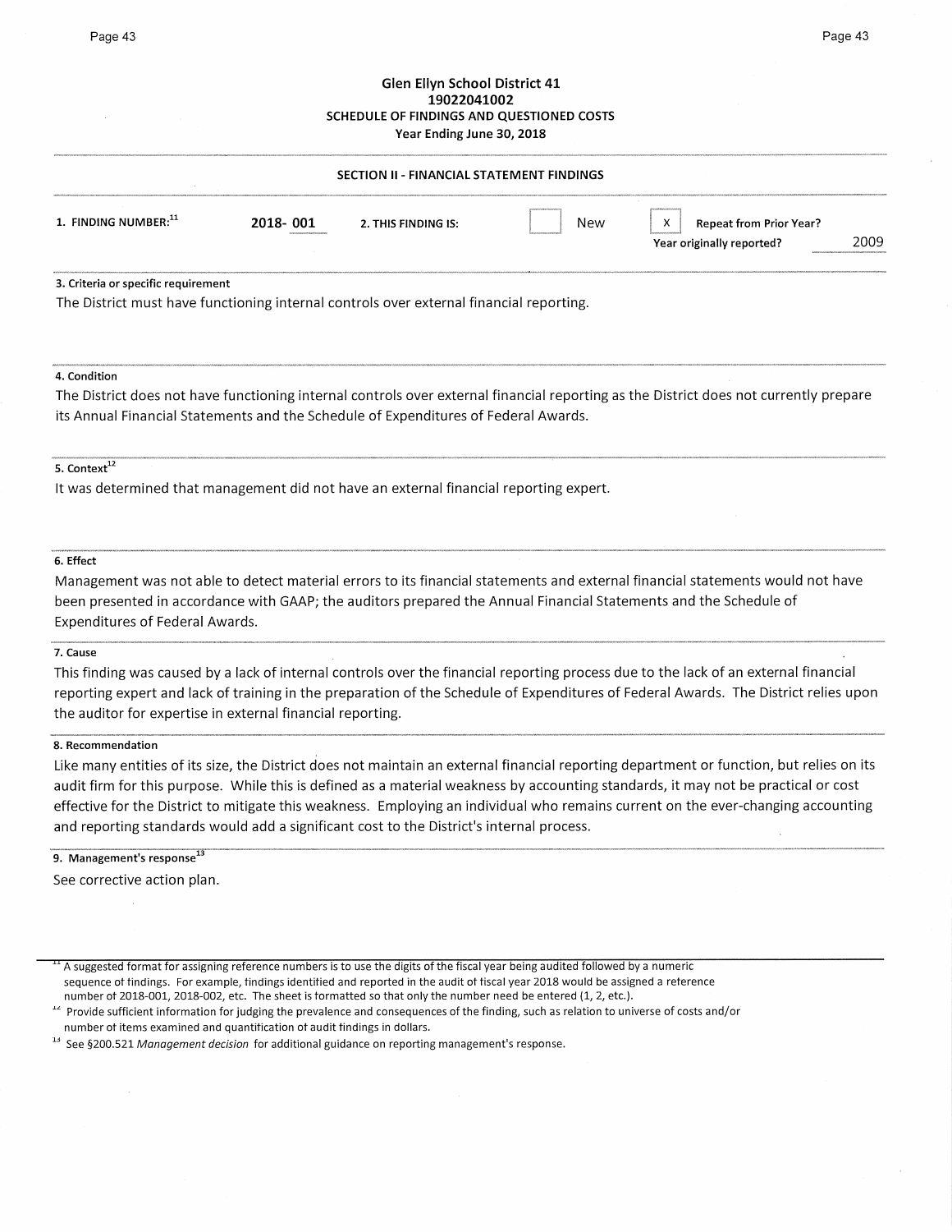# Glen Ellyn School District 41
## 19022041002
## SCHEDULE OF FINDINGS AND QUESTIONED COSTS
### Year Ending June 30, 2018

### SECTION II - FINANCIAL STATEMENT FINDINGS

**1. FINDING NUMBER:**[11] **2018- 001** **2. THIS FINDING IS:** ☐ New ☒ **Repeat from Prior Year?**
**Year originally reported?** 2009

**3. Criteria or specific requirement**

The District must have functioning internal controls over external financial reporting.

**4. Condition**

The District does not have functioning internal controls over external financial reporting as the District does not currently prepare its Annual Financial Statements and the Schedule of Expenditures of Federal Awards.

**5. Context**[12]

It was determined that management did not have an external financial reporting expert.

**6. Effect**

Management was not able to detect material errors to its financial statements and external financial statements would not have been presented in accordance with GAAP; the auditors prepared the Annual Financial Statements and the Schedule of Expenditures of Federal Awards.

**7. Cause**

This finding was caused by a lack of internal controls over the financial reporting process due to the lack of an external financial reporting expert and lack of training in the preparation of the Schedule of Expenditures of Federal Awards. The District relies upon the auditor for expertise in external financial reporting.

**8. Recommendation**

Like many entities of its size, the District does not maintain an external financial reporting department or function, but relies on its audit firm for this purpose. While this is defined as a material weakness by accounting standards, it may not be practical or cost effective for the District to mitigate this weakness. Employing an individual who remains current on the ever-changing accounting and reporting standards would add a significant cost to the District's internal process.

**9. Management's response**[13]

See corrective action plan.

---

[11] A suggested format for assigning reference numbers is to use the digits of the fiscal year being audited followed by a numeric sequence of findings. For example, findings identified and reported in the audit of fiscal year 2018 would be assigned a reference number of 2018-001, 2018-002, etc. The sheet is formatted so that only the number need be entered (1, 2, etc.).

[12] Provide sufficient information for judging the prevalence and consequences of the finding, such as relation to universe of costs and/or number of items examined and quantification of audit findings in dollars.

[13] See §200.521 *Management decision* for additional guidance on reporting management's response.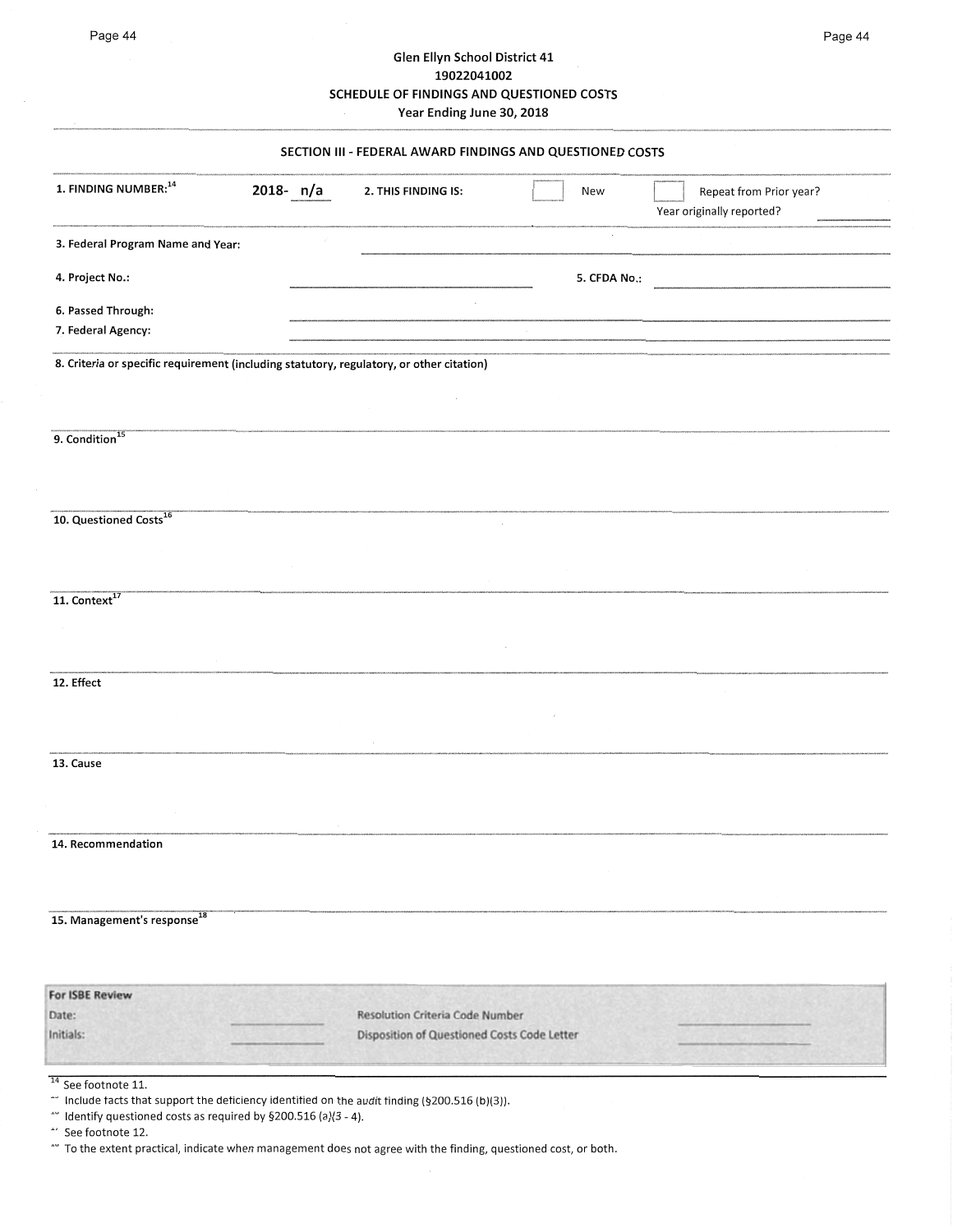Glen Ellyn School District 41
19022041002
SCHEDULE OF FINDINGS AND QUESTIONED COSTS
Year Ending June 30, 2018

## SECTION III - FEDERAL AWARD FINDINGS AND QUESTIONED COSTS

**1. FINDING NUMBER:**[14] **2018- n/a** **2. THIS FINDING IS:** ☐ New ☐ Repeat from Prior year?
Year originally reported? ______

**3. Federal Program Name and Year:** ______

**4. Project No.:** ______ **5. CFDA No.:** ______

**6. Passed Through:** ______

**7. Federal Agency:** ______

**8. Criteria or specific requirement (including statutory, regulatory, or other citation)**

**9. Condition**[15]

**10. Questioned Costs**[16]

**11. Context**[17]

**12. Effect**

**13. Cause**

**14. Recommendation**

**15. Management's response**[18]

| For ISBE Review | | | |
|---|---|---|---|
| Date: | ______ | Resolution Criteria Code Number | ______ |
| Initials: | ______ | Disposition of Questioned Costs Code Letter | ______ |

[14] See footnote 11.
[15] Include facts that support the deficiency identified on the audit finding (§200.516 (b)(3)).
[16] Identify questioned costs as required by §200.516 (a)(3 - 4).
[17] See footnote 12.
[18] To the extent practical, indicate when management does not agree with the finding, questioned cost, or both.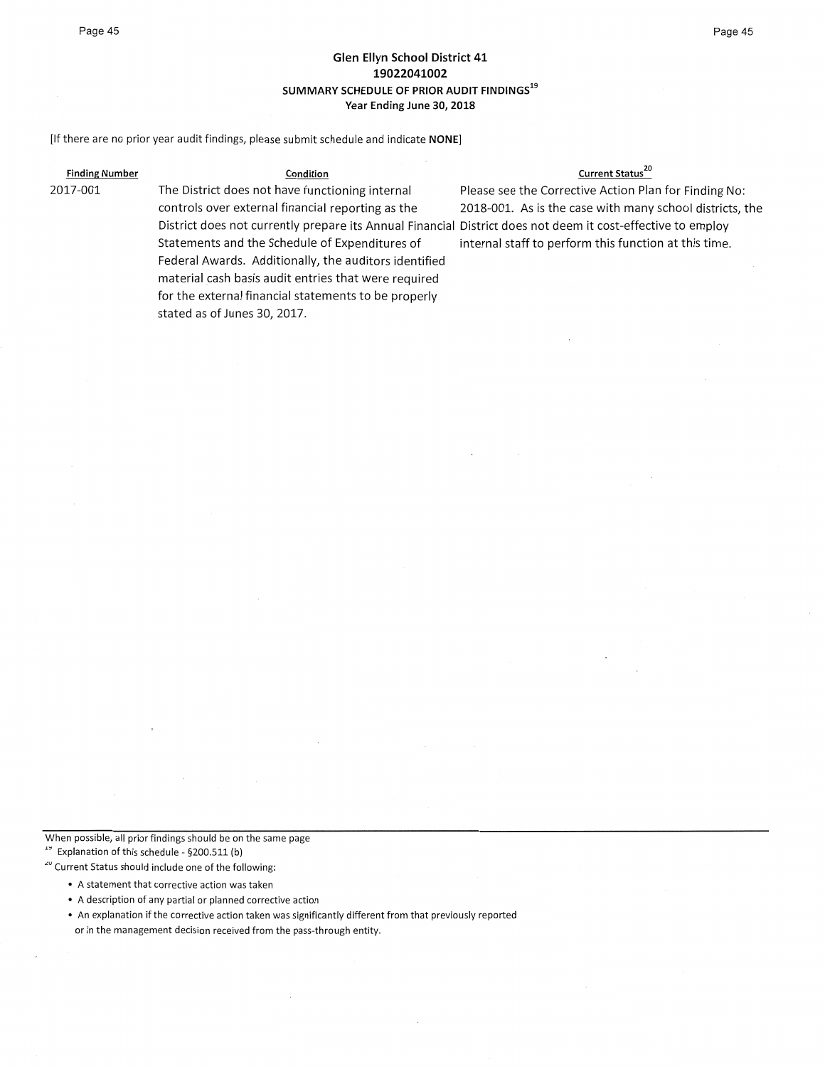## Glen Ellyn School District 41

## 19022041002

### SUMMARY SCHEDULE OF PRIOR AUDIT FINDINGS[19]

### Year Ending June 30, 2018

[If there are no prior year audit findings, please submit schedule and indicate **NONE**]

| Finding Number | Condition | Current Status[20] |
| --- | --- | --- |
| 2017-001 | The District does not have functioning internal controls over external financial reporting as the District does not currently prepare its Annual Financial Statements and the Schedule of Expenditures of Federal Awards. Additionally, the auditors identified material cash basis audit entries that were required for the external financial statements to be properly stated as of Junes 30, 2017. | Please see the Corrective Action Plan for Finding No: 2018-001. As is the case with many school districts, the District does not deem it cost-effective to employ internal staff to perform this function at this time. |

When possible, all prior findings should be on the same page

[19] Explanation of this schedule - §200.511 (b)

[20] Current Status should include one of the following:

- A statement that corrective action was taken
- A description of any partial or planned corrective action
- An explanation if the corrective action taken was significantly different from that previously reported or in the management decision received from the pass-through entity.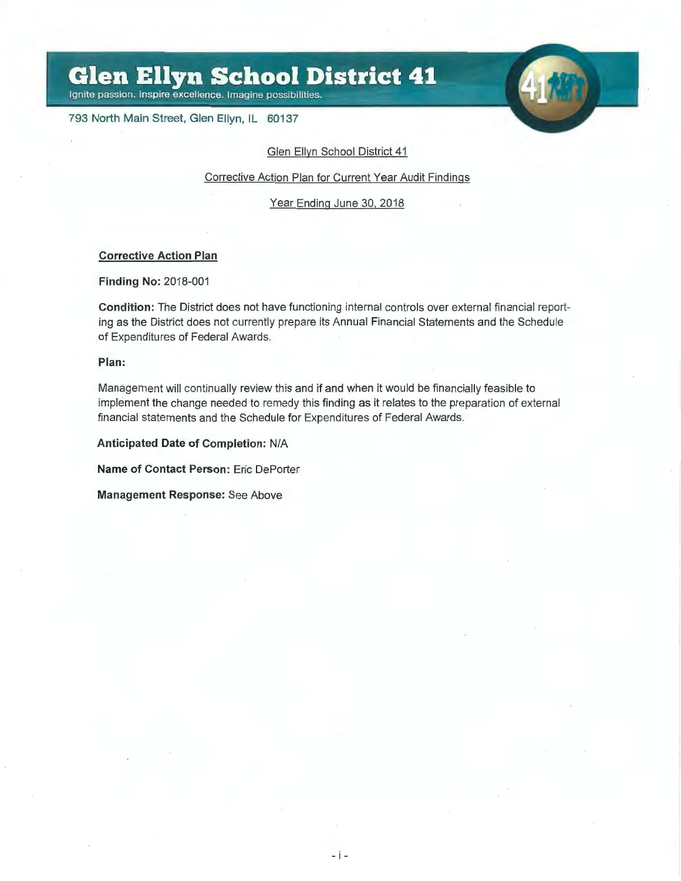# Glen Ellyn School District 41

Ignite passion. Inspire excellence. Imagine possibilities.

793 North Main Street, Glen Ellyn, IL 60137

Glen Ellyn School District 41

Corrective Action Plan for Current Year Audit Findings

Year Ending June 30, 2018

**Corrective Action Plan**

**Finding No:** 2018-001

**Condition:** The District does not have functioning internal controls over external financial reporting as the District does not currently prepare its Annual Financial Statements and the Schedule of Expenditures of Federal Awards.

**Plan:**

Management will continually review this and if and when it would be financially feasible to implement the change needed to remedy this finding as it relates to the preparation of external financial statements and the Schedule for Expenditures of Federal Awards.

**Anticipated Date of Completion:** N/A

**Name of Contact Person:** Eric DePorter

**Management Response:** See Above